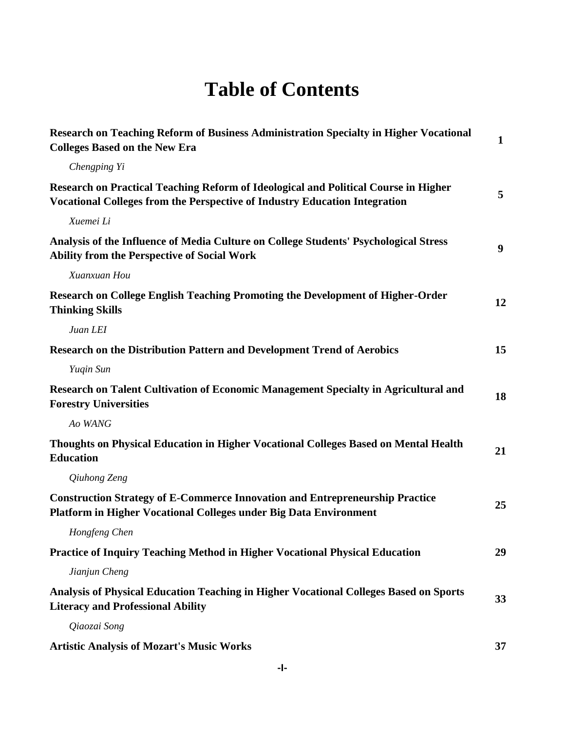# Table of Contents

**Research on Teaching Reform of Business Administration Specialty in Higher Vocational Colleges Based on the New Era** **1**

*Chengping Yi*

**Research on Practical Teaching Reform of Ideological and Political Course in Higher Vocational Colleges from the Perspective of Industry Education Integration** **5**

*Xuemei Li*

**Analysis of the Influence of Media Culture on College Students' Psychological Stress Ability from the Perspective of Social Work** **9**

*Xuanxuan Hou*

**Research on College English Teaching Promoting the Development of Higher-Order Thinking Skills** **12**

*Juan LEI*

**Research on the Distribution Pattern and Development Trend of Aerobics** **15**

*Yuqin Sun*

**Research on Talent Cultivation of Economic Management Specialty in Agricultural and Forestry Universities** **18**

*Ao WANG*

**Thoughts on Physical Education in Higher Vocational Colleges Based on Mental Health Education** **21**

*Qiuhong Zeng*

**Construction Strategy of E-Commerce Innovation and Entrepreneurship Practice Platform in Higher Vocational Colleges under Big Data Environment** **25**

*Hongfeng Chen*

**Practice of Inquiry Teaching Method in Higher Vocational Physical Education** **29**

*Jianjun Cheng*

**Analysis of Physical Education Teaching in Higher Vocational Colleges Based on Sports Literacy and Professional Ability** **33**

*Qiaozai Song*

**Artistic Analysis of Mozart's Music Works** **37**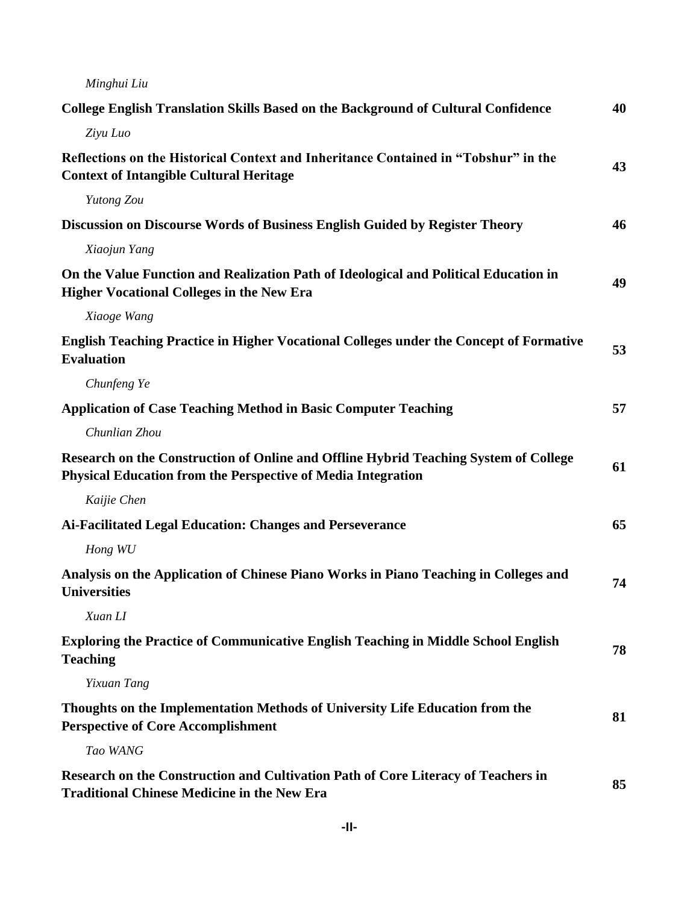*Minghui Liu*

**College English Translation Skills Based on the Background of Cultural Confidence** **40**

*Ziyu Luo*

**Reflections on the Historical Context and Inheritance Contained in "Tobshur" in the Context of Intangible Cultural Heritage** **43**

*Yutong Zou*

**Discussion on Discourse Words of Business English Guided by Register Theory** **46**

*Xiaojun Yang*

**On the Value Function and Realization Path of Ideological and Political Education in Higher Vocational Colleges in the New Era** **49**

*Xiaoge Wang*

**English Teaching Practice in Higher Vocational Colleges under the Concept of Formative Evaluation** **53**

*Chunfeng Ye*

**Application of Case Teaching Method in Basic Computer Teaching** **57**

*Chunlian Zhou*

**Research on the Construction of Online and Offline Hybrid Teaching System of College Physical Education from the Perspective of Media Integration** **61**

*Kaijie Chen*

**Ai-Facilitated Legal Education: Changes and Perseverance** **65**

*Hong WU*

**Analysis on the Application of Chinese Piano Works in Piano Teaching in Colleges and Universities** **74**

*Xuan LI*

**Exploring the Practice of Communicative English Teaching in Middle School English Teaching** **78**

*Yixuan Tang*

**Thoughts on the Implementation Methods of University Life Education from the Perspective of Core Accomplishment** **81**

*Tao WANG*

**Research on the Construction and Cultivation Path of Core Literacy of Teachers in Traditional Chinese Medicine in the New Era** **85**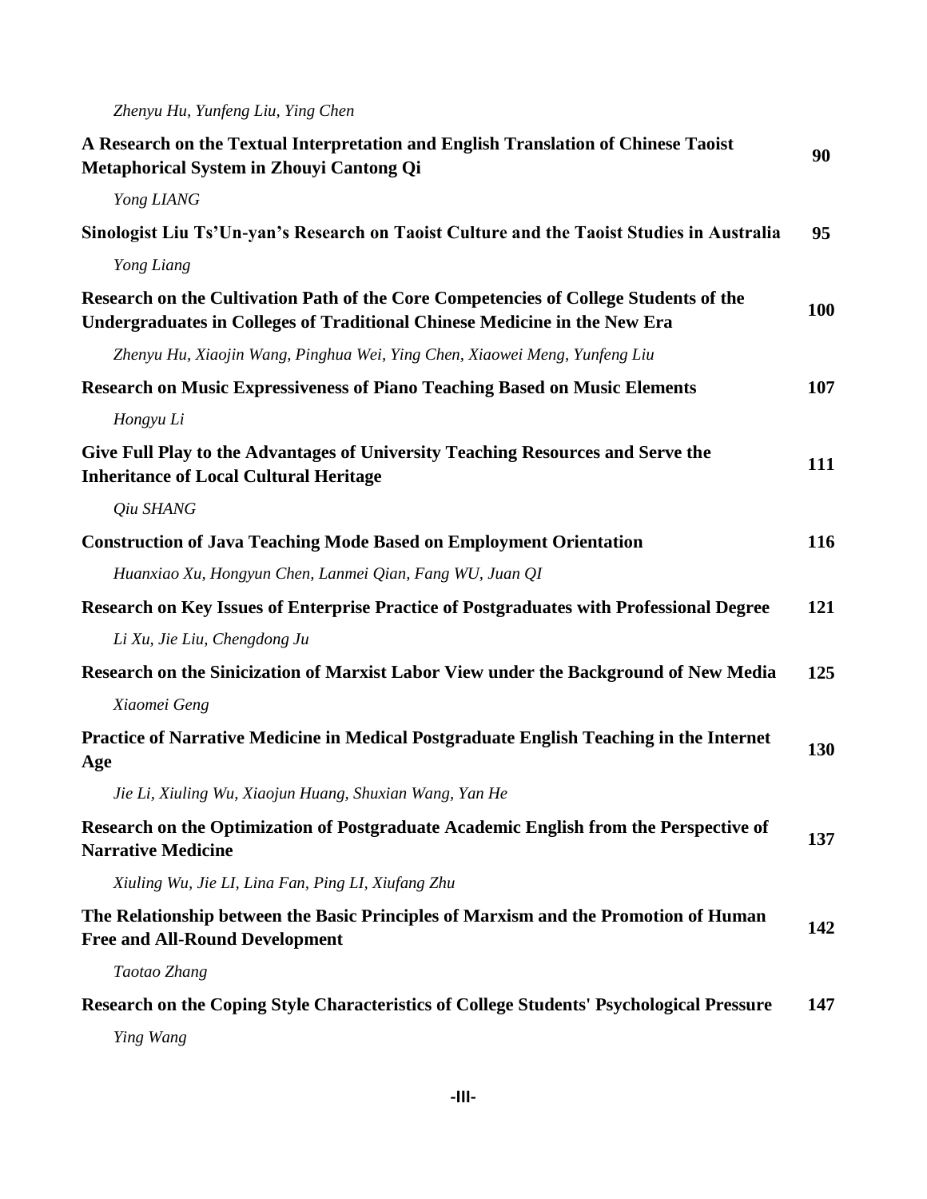*Zhenyu Hu, Yunfeng Liu, Ying Chen*

**A Research on the Textual Interpretation and English Translation of Chinese Taoist Metaphorical System in Zhouyi Cantong Qi** **90**

*Yong LIANG*

**Sinologist Liu Ts'Un-yan's Research on Taoist Culture and the Taoist Studies in Australia** **95**

*Yong Liang*

**Research on the Cultivation Path of the Core Competencies of College Students of the Undergraduates in Colleges of Traditional Chinese Medicine in the New Era** **100**

*Zhenyu Hu, Xiaojin Wang, Pinghua Wei, Ying Chen, Xiaowei Meng, Yunfeng Liu*

**Research on Music Expressiveness of Piano Teaching Based on Music Elements** **107**

*Hongyu Li*

**Give Full Play to the Advantages of University Teaching Resources and Serve the Inheritance of Local Cultural Heritage** **111**

*Qiu SHANG*

**Construction of Java Teaching Mode Based on Employment Orientation** **116**

*Huanxiao Xu, Hongyun Chen, Lanmei Qian, Fang WU, Juan QI*

**Research on Key Issues of Enterprise Practice of Postgraduates with Professional Degree** **121**

*Li Xu, Jie Liu, Chengdong Ju*

**Research on the Sinicization of Marxist Labor View under the Background of New Media** **125**

*Xiaomei Geng*

**Practice of Narrative Medicine in Medical Postgraduate English Teaching in the Internet Age** **130**

*Jie Li, Xiuling Wu, Xiaojun Huang, Shuxian Wang, Yan He*

**Research on the Optimization of Postgraduate Academic English from the Perspective of Narrative Medicine** **137**

*Xiuling Wu, Jie LI, Lina Fan, Ping LI, Xiufang Zhu*

**The Relationship between the Basic Principles of Marxism and the Promotion of Human Free and All-Round Development** **142**

*Taotao Zhang*

**Research on the Coping Style Characteristics of College Students' Psychological Pressure** **147**

*Ying Wang*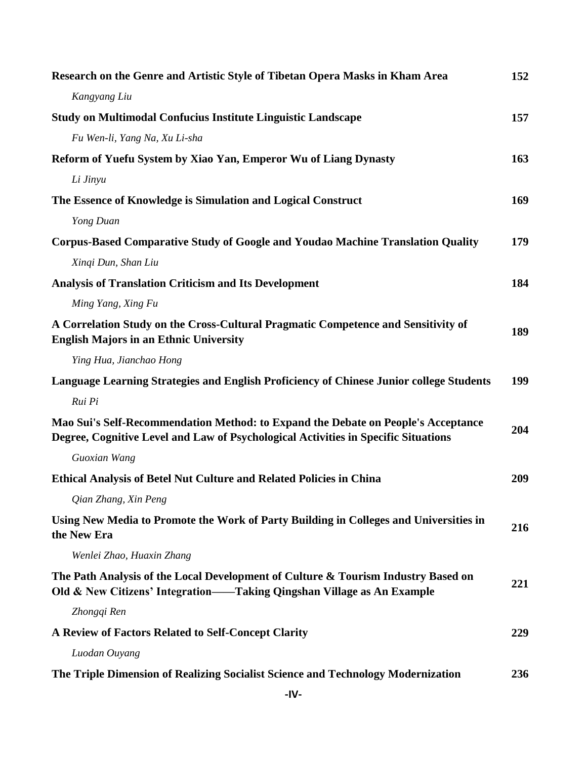**Research on the Genre and Artistic Style of Tibetan Opera Masks in Kham Area** 152

*Kangyang Liu*

**Study on Multimodal Confucius Institute Linguistic Landscape** 157

*Fu Wen-li, Yang Na, Xu Li-sha*

**Reform of Yuefu System by Xiao Yan, Emperor Wu of Liang Dynasty** 163

*Li Jinyu*

**The Essence of Knowledge is Simulation and Logical Construct** 169

*Yong Duan*

**Corpus-Based Comparative Study of Google and Youdao Machine Translation Quality** 179

*Xinqi Dun, Shan Liu*

**Analysis of Translation Criticism and Its Development** 184

*Ming Yang, Xing Fu*

**A Correlation Study on the Cross-Cultural Pragmatic Competence and Sensitivity of English Majors in an Ethnic University** 189

*Ying Hua, Jianchao Hong*

**Language Learning Strategies and English Proficiency of Chinese Junior college Students** 199

*Rui Pi*

**Mao Sui's Self-Recommendation Method: to Expand the Debate on People's Acceptance Degree, Cognitive Level and Law of Psychological Activities in Specific Situations** 204

*Guoxian Wang*

**Ethical Analysis of Betel Nut Culture and Related Policies in China** 209

*Qian Zhang, Xin Peng*

**Using New Media to Promote the Work of Party Building in Colleges and Universities in the New Era** 216

*Wenlei Zhao, Huaxin Zhang*

**The Path Analysis of the Local Development of Culture & Tourism Industry Based on Old & New Citizens' Integration——Taking Qingshan Village as An Example** 221

*Zhongqi Ren*

**A Review of Factors Related to Self-Concept Clarity** 229

*Luodan Ouyang*

**The Triple Dimension of Realizing Socialist Science and Technology Modernization** 236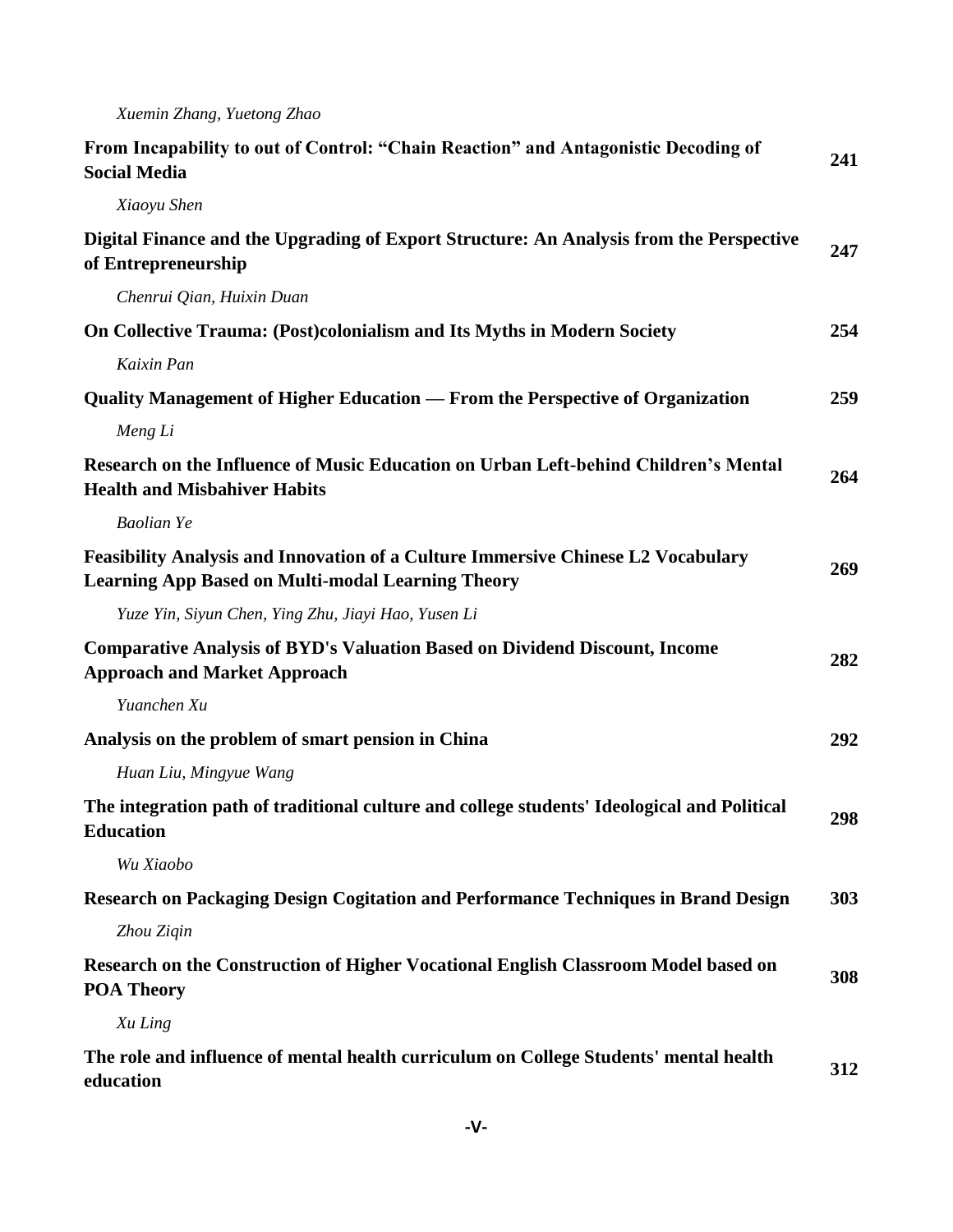*Xuemin Zhang, Yuetong Zhao*

**From Incapability to out of Control: "Chain Reaction" and Antagonistic Decoding of Social Media** 241

*Xiaoyu Shen*

**Digital Finance and the Upgrading of Export Structure: An Analysis from the Perspective of Entrepreneurship** 247

*Chenrui Qian, Huixin Duan*

**On Collective Trauma: (Post)colonialism and Its Myths in Modern Society** 254

*Kaixin Pan*

**Quality Management of Higher Education — From the Perspective of Organization** 259

*Meng Li*

**Research on the Influence of Music Education on Urban Left-behind Children's Mental Health and Misbahiver Habits** 264

*Baolian Ye*

**Feasibility Analysis and Innovation of a Culture Immersive Chinese L2 Vocabulary Learning App Based on Multi-modal Learning Theory** 269

*Yuze Yin, Siyun Chen, Ying Zhu, Jiayi Hao, Yusen Li*

**Comparative Analysis of BYD's Valuation Based on Dividend Discount, Income Approach and Market Approach** 282

*Yuanchen Xu*

**Analysis on the problem of smart pension in China** 292

*Huan Liu, Mingyue Wang*

**The integration path of traditional culture and college students' Ideological and Political Education** 298

*Wu Xiaobo*

**Research on Packaging Design Cogitation and Performance Techniques in Brand Design** 303

*Zhou Ziqin*

**Research on the Construction of Higher Vocational English Classroom Model based on POA Theory** 308

*Xu Ling*

**The role and influence of mental health curriculum on College Students' mental health education** 312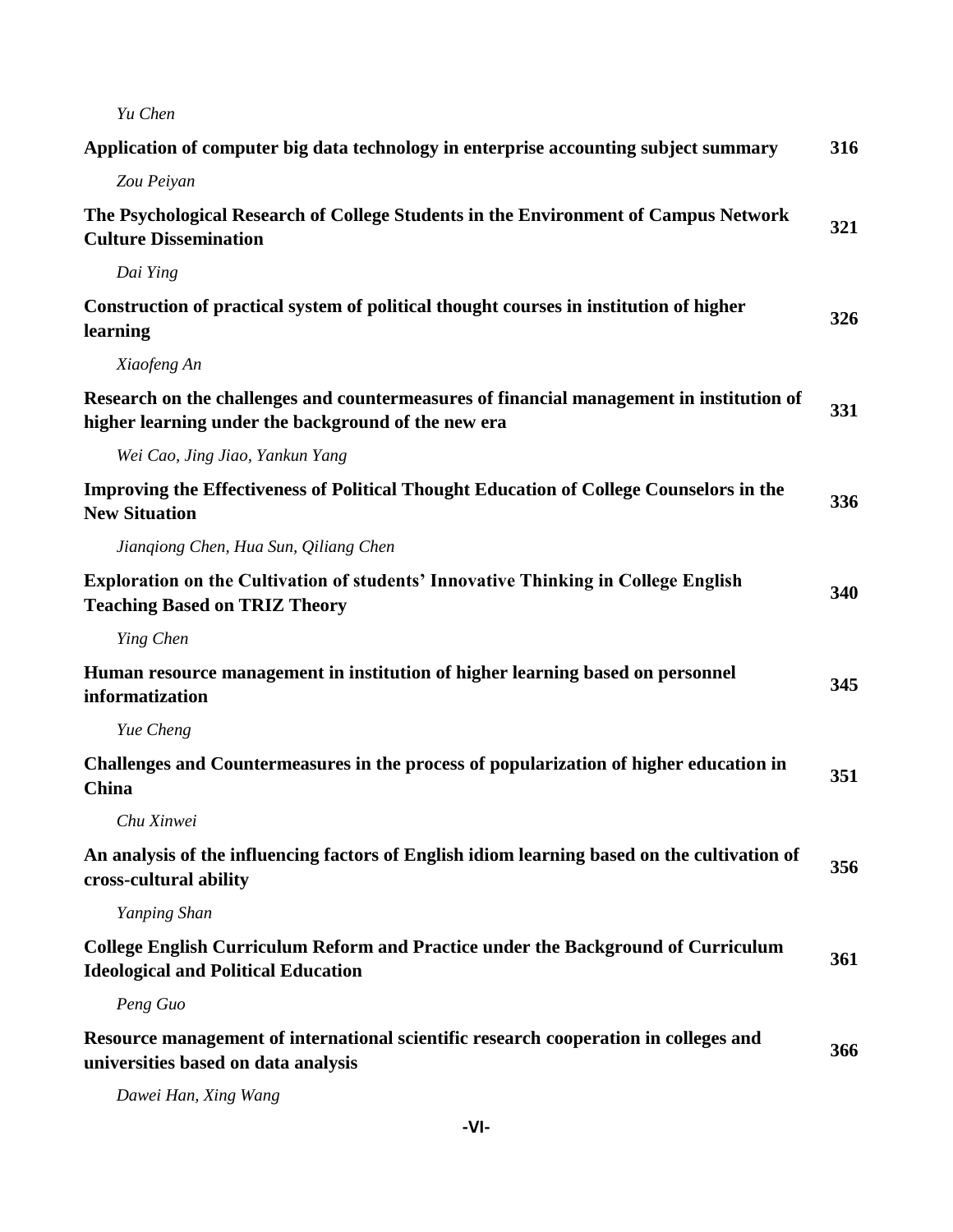*Yu Chen*

**Application of computer big data technology in enterprise accounting subject summary** **316**

*Zou Peiyan*

**The Psychological Research of College Students in the Environment of Campus Network Culture Dissemination** **321**

*Dai Ying*

**Construction of practical system of political thought courses in institution of higher learning** **326**

*Xiaofeng An*

**Research on the challenges and countermeasures of financial management in institution of higher learning under the background of the new era** **331**

*Wei Cao, Jing Jiao, Yankun Yang*

**Improving the Effectiveness of Political Thought Education of College Counselors in the New Situation** **336**

*Jianqiong Chen, Hua Sun, Qiliang Chen*

**Exploration on the Cultivation of students' Innovative Thinking in College English Teaching Based on TRIZ Theory** **340**

*Ying Chen*

**Human resource management in institution of higher learning based on personnel informatization** **345**

*Yue Cheng*

**Challenges and Countermeasures in the process of popularization of higher education in China** **351**

*Chu Xinwei*

**An analysis of the influencing factors of English idiom learning based on the cultivation of cross-cultural ability** **356**

*Yanping Shan*

**College English Curriculum Reform and Practice under the Background of Curriculum Ideological and Political Education** **361**

*Peng Guo*

**Resource management of international scientific research cooperation in colleges and universities based on data analysis** **366**

*Dawei Han, Xing Wang*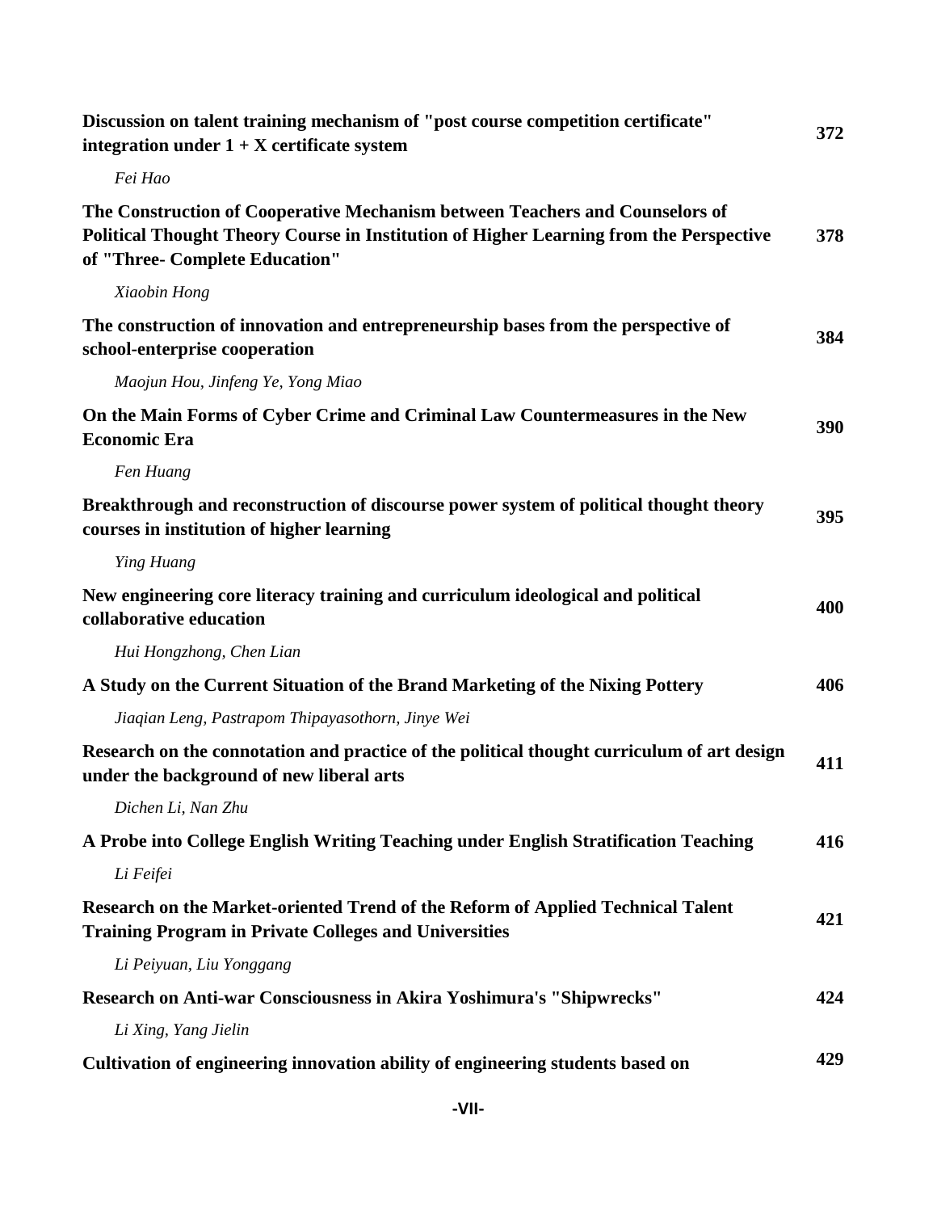**Discussion on talent training mechanism of "post course competition certificate" integration under 1 + X certificate system** 372

*Fei Hao*

**The Construction of Cooperative Mechanism between Teachers and Counselors of Political Thought Theory Course in Institution of Higher Learning from the Perspective of "Three- Complete Education"** 378

*Xiaobin Hong*

**The construction of innovation and entrepreneurship bases from the perspective of school-enterprise cooperation** 384

*Maojun Hou, Jinfeng Ye, Yong Miao*

**On the Main Forms of Cyber Crime and Criminal Law Countermeasures in the New Economic Era** 390

*Fen Huang*

**Breakthrough and reconstruction of discourse power system of political thought theory courses in institution of higher learning** 395

*Ying Huang*

**New engineering core literacy training and curriculum ideological and political collaborative education** 400

*Hui Hongzhong, Chen Lian*

**A Study on the Current Situation of the Brand Marketing of the Nixing Pottery** 406

*Jiaqian Leng, Pastrapom Thipayasothorn, Jinye Wei*

**Research on the connotation and practice of the political thought curriculum of art design under the background of new liberal arts** 411

*Dichen Li, Nan Zhu*

**A Probe into College English Writing Teaching under English Stratification Teaching** 416

*Li Feifei*

**Research on the Market-oriented Trend of the Reform of Applied Technical Talent Training Program in Private Colleges and Universities** 421

*Li Peiyuan, Liu Yonggang*

**Research on Anti-war Consciousness in Akira Yoshimura's "Shipwrecks"** 424

*Li Xing, Yang Jielin*

**Cultivation of engineering innovation ability of engineering students based on** 429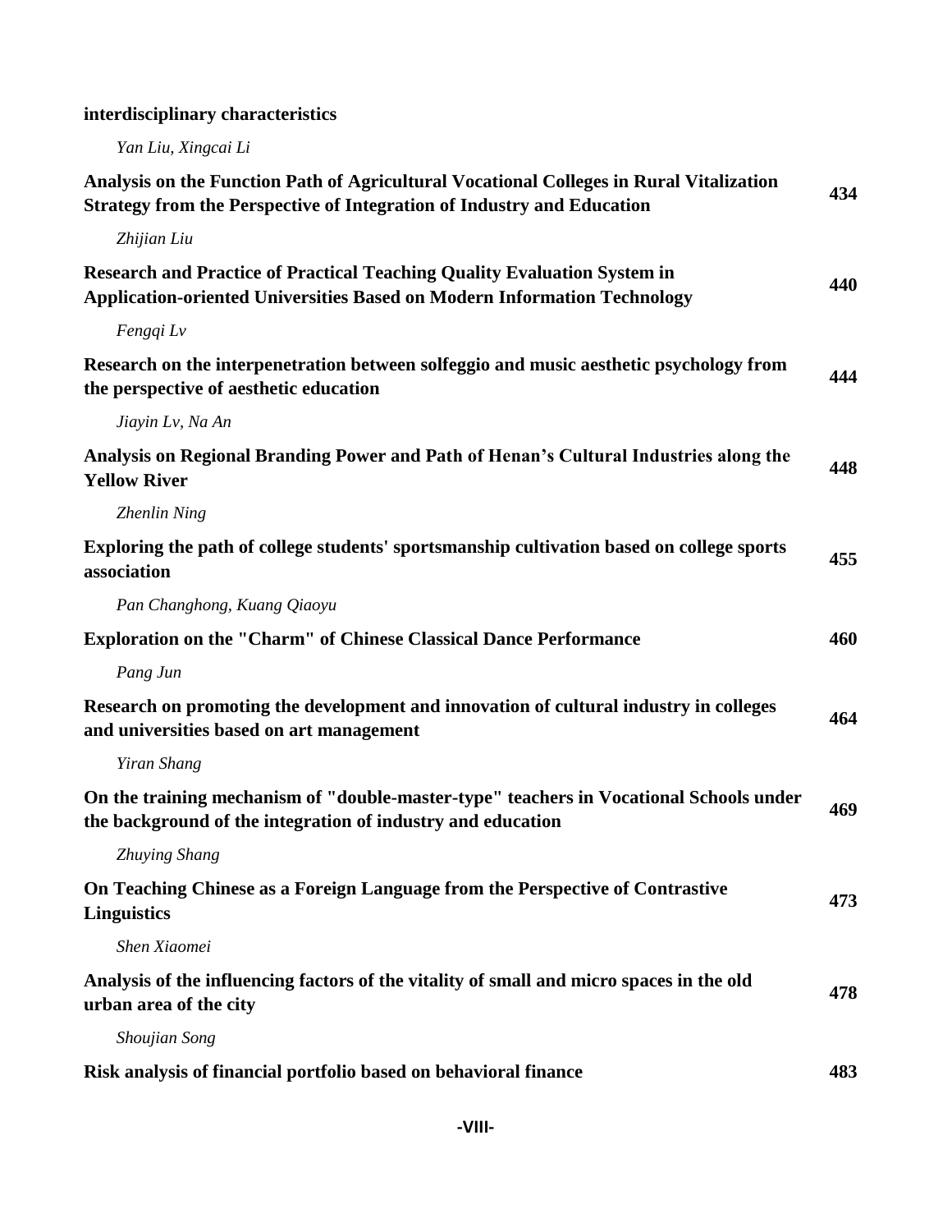**interdisciplinary characteristics**

*Yan Liu, Xingcai Li*

**Analysis on the Function Path of Agricultural Vocational Colleges in Rural Vitalization Strategy from the Perspective of Integration of Industry and Education** 434

*Zhijian Liu*

**Research and Practice of Practical Teaching Quality Evaluation System in Application-oriented Universities Based on Modern Information Technology** 440

*Fengqi Lv*

**Research on the interpenetration between solfeggio and music aesthetic psychology from the perspective of aesthetic education** 444

*Jiayin Lv, Na An*

**Analysis on Regional Branding Power and Path of Henan's Cultural Industries along the Yellow River** 448

*Zhenlin Ning*

**Exploring the path of college students' sportsmanship cultivation based on college sports association** 455

*Pan Changhong, Kuang Qiaoyu*

**Exploration on the "Charm" of Chinese Classical Dance Performance** 460

*Pang Jun*

**Research on promoting the development and innovation of cultural industry in colleges and universities based on art management** 464

*Yiran Shang*

**On the training mechanism of "double-master-type" teachers in Vocational Schools under the background of the integration of industry and education** 469

*Zhuying Shang*

**On Teaching Chinese as a Foreign Language from the Perspective of Contrastive Linguistics** 473

*Shen Xiaomei*

**Analysis of the influencing factors of the vitality of small and micro spaces in the old urban area of the city** 478

*Shoujian Song*

**Risk analysis of financial portfolio based on behavioral finance** 483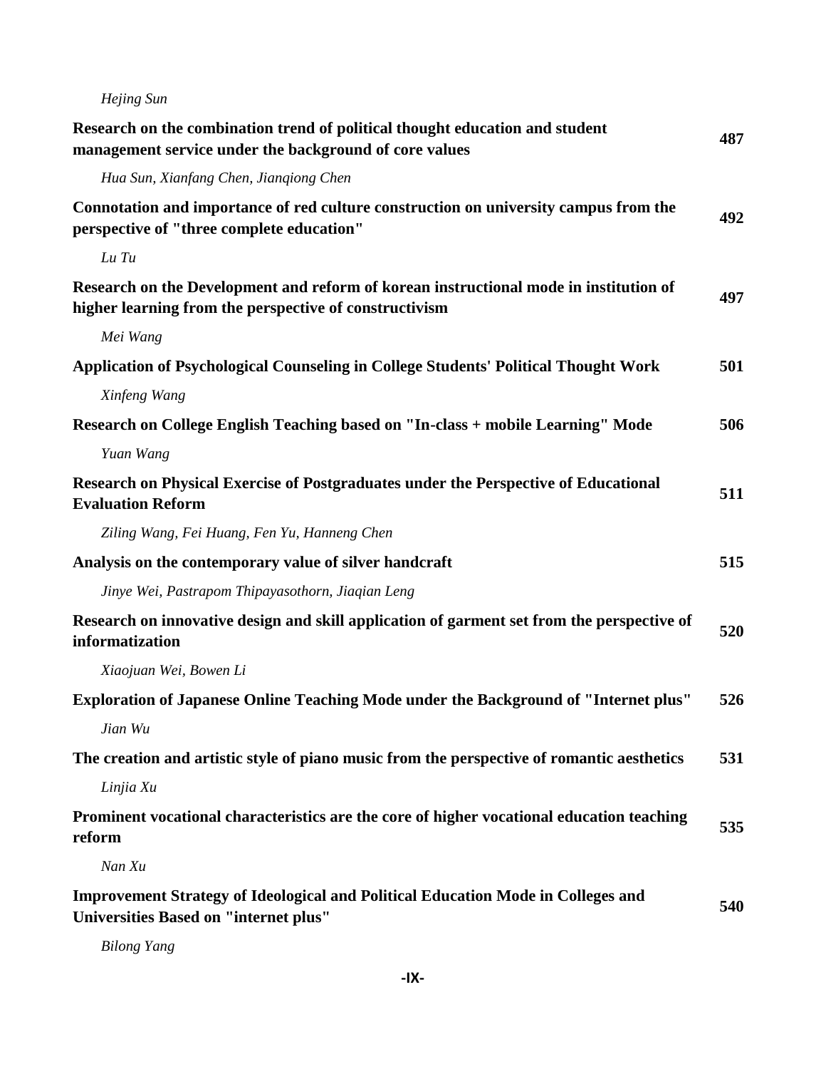*Hejing Sun*

**Research on the combination trend of political thought education and student management service under the background of core values** **487**

*Hua Sun, Xianfang Chen, Jianqiong Chen*

**Connotation and importance of red culture construction on university campus from the perspective of "three complete education"** **492**

*Lu Tu*

**Research on the Development and reform of korean instructional mode in institution of higher learning from the perspective of constructivism** **497**

*Mei Wang*

**Application of Psychological Counseling in College Students' Political Thought Work** **501**

*Xinfeng Wang*

**Research on College English Teaching based on "In-class + mobile Learning" Mode** **506**

*Yuan Wang*

**Research on Physical Exercise of Postgraduates under the Perspective of Educational Evaluation Reform** **511**

*Ziling Wang, Fei Huang, Fen Yu, Hanneng Chen*

**Analysis on the contemporary value of silver handcraft** **515**

*Jinye Wei, Pastrapom Thipayasothorn, Jiaqian Leng*

**Research on innovative design and skill application of garment set from the perspective of informatization** **520**

*Xiaojuan Wei, Bowen Li*

**Exploration of Japanese Online Teaching Mode under the Background of "Internet plus"** **526**

*Jian Wu*

**The creation and artistic style of piano music from the perspective of romantic aesthetics** **531**

*Linjia Xu*

**Prominent vocational characteristics are the core of higher vocational education teaching reform** **535**

*Nan Xu*

**Improvement Strategy of Ideological and Political Education Mode in Colleges and Universities Based on "internet plus"** **540**

*Bilong Yang*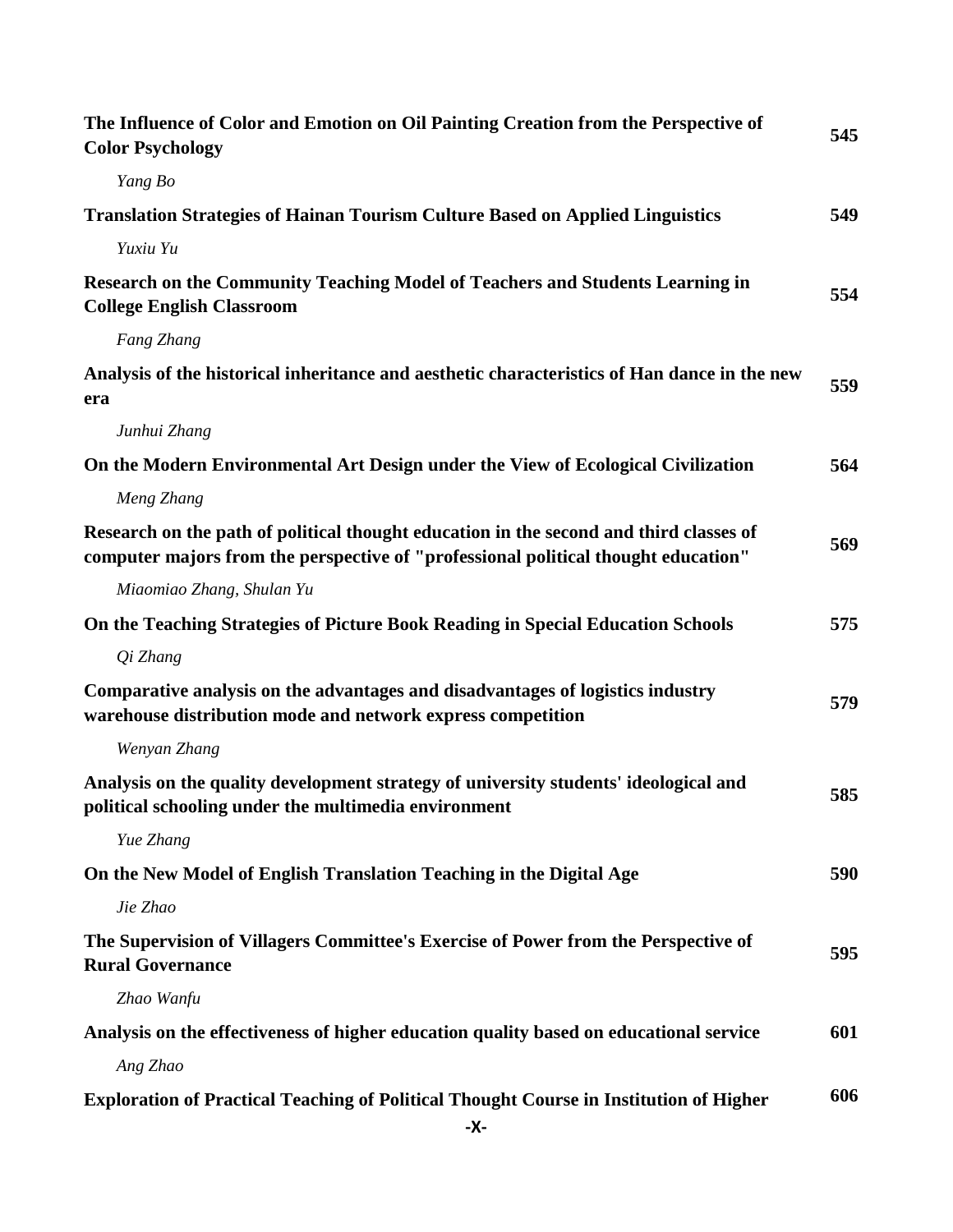**The Influence of Color and Emotion on Oil Painting Creation from the Perspective of Color Psychology** 545

*Yang Bo*

**Translation Strategies of Hainan Tourism Culture Based on Applied Linguistics** 549

*Yuxiu Yu*

**Research on the Community Teaching Model of Teachers and Students Learning in College English Classroom** 554

*Fang Zhang*

**Analysis of the historical inheritance and aesthetic characteristics of Han dance in the new era** 559

*Junhui Zhang*

**On the Modern Environmental Art Design under the View of Ecological Civilization** 564

*Meng Zhang*

**Research on the path of political thought education in the second and third classes of computer majors from the perspective of "professional political thought education"** 569

*Miaomiao Zhang, Shulan Yu*

**On the Teaching Strategies of Picture Book Reading in Special Education Schools** 575

*Qi Zhang*

**Comparative analysis on the advantages and disadvantages of logistics industry warehouse distribution mode and network express competition** 579

*Wenyan Zhang*

**Analysis on the quality development strategy of university students' ideological and political schooling under the multimedia environment** 585

*Yue Zhang*

**On the New Model of English Translation Teaching in the Digital Age** 590

*Jie Zhao*

**The Supervision of Villagers Committee's Exercise of Power from the Perspective of Rural Governance** 595

*Zhao Wanfu*

**Analysis on the effectiveness of higher education quality based on educational service** 601

*Ang Zhao*

**Exploration of Practical Teaching of Political Thought Course in Institution of Higher** 606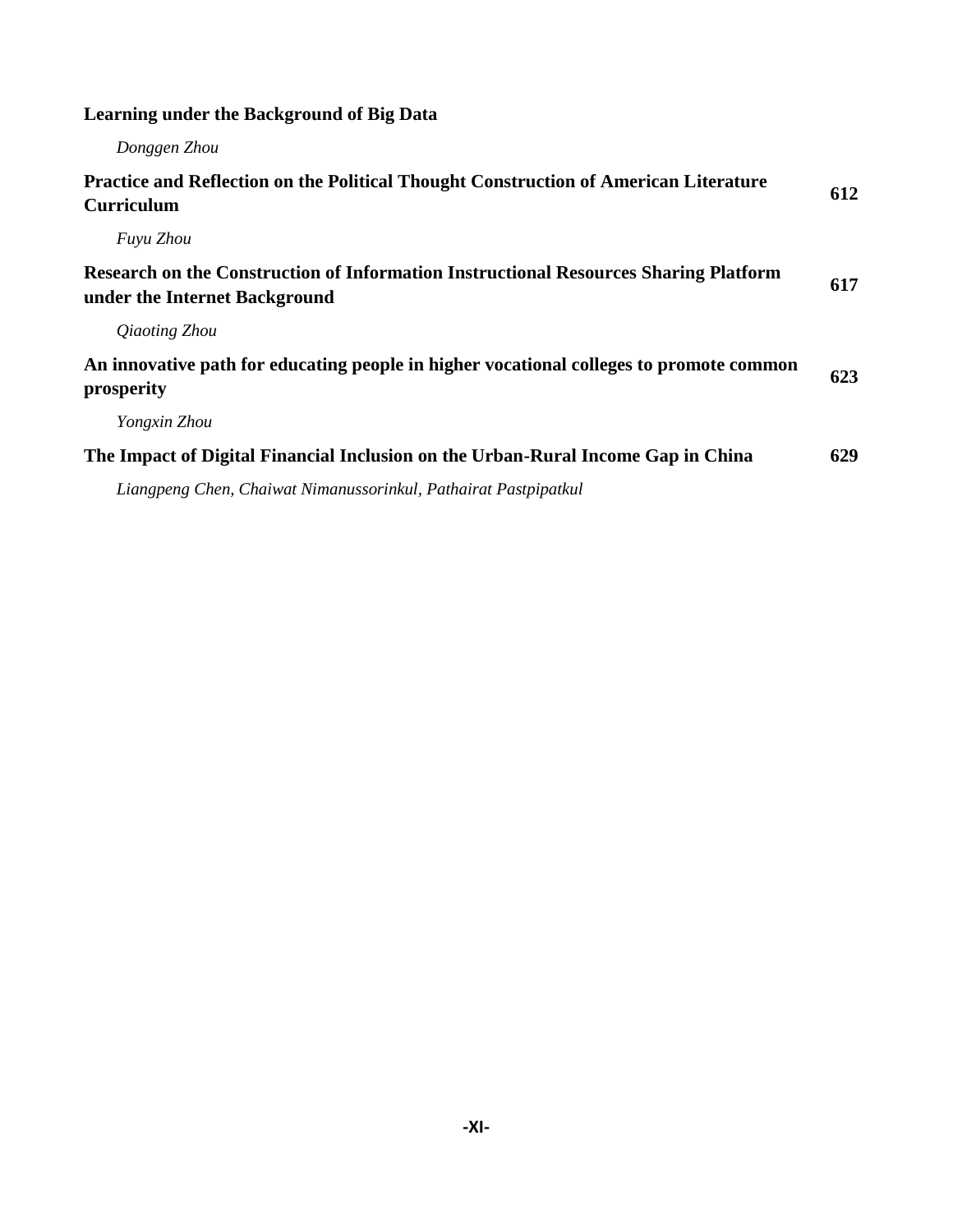**Learning under the Background of Big Data**

*Donggen Zhou*

**Practice and Reflection on the Political Thought Construction of American Literature Curriculum** **612**

*Fuyu Zhou*

**Research on the Construction of Information Instructional Resources Sharing Platform under the Internet Background** **617**

*Qiaoting Zhou*

**An innovative path for educating people in higher vocational colleges to promote common prosperity** **623**

*Yongxin Zhou*

**The Impact of Digital Financial Inclusion on the Urban-Rural Income Gap in China** **629**

*Liangpeng Chen, Chaiwat Nimanussorinkul, Pathairat Pastpipatkul*